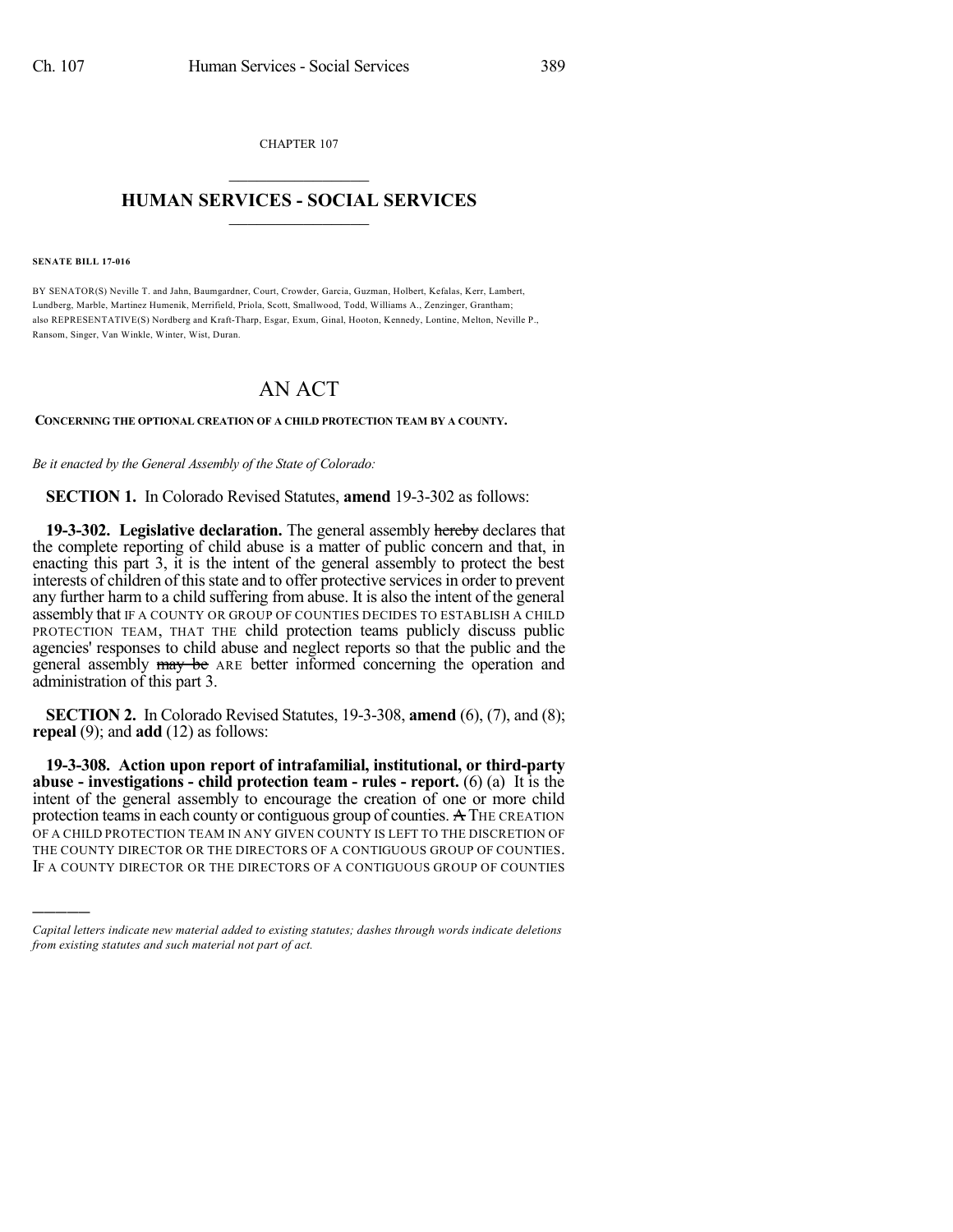CHAPTER 107

# HUMAN SERVICES - SOCIAL SERVICES

**SENATE BILL 17-016**

BY SENATOR(S) Neville T. and Jahn, Baumgardner, Court, Crowder, Garcia, Guzman, Holbert, Kefalas, Kerr, Lambert, Lundberg, Marble, Martinez Humenik, Merrifield, Priola, Scott, Smallwood, Todd, Williams A., Zenzinger, Grantham; also REPRESENTATIVE(S) Nordberg and Kraft-Tharp, Esgar, Exum, Ginal, Hooton, Kennedy, Lontine, Melton, Neville P., Ransom, Singer, Van Winkle, Winter, Wist, Duran.

# AN ACT

**CONCERNING THE OPTIONAL CREATION OF A CHILD PROTECTION TEAM BY A COUNTY.**

*Be it enacted by the General Assembly of the State of Colorado:*

**SECTION 1.** In Colorado Revised Statutes, **amend** 19-3-302 as follows:

**19-3-302. Legislative declaration.** The general assembly ~~hereby~~ declares that the complete reporting of child abuse is a matter of public concern and that, in enacting this part 3, it is the intent of the general assembly to protect the best interests of children of this state and to offer protective services in order to prevent any further harm to a child suffering from abuse. It is also the intent of the general assembly that IF A COUNTY OR GROUP OF COUNTIES DECIDES TO ESTABLISH A CHILD PROTECTION TEAM, THAT THE child protection teams publicly discuss public agencies' responses to child abuse and neglect reports so that the public and the general assembly ~~may be~~ ARE better informed concerning the operation and administration of this part 3.

**SECTION 2.** In Colorado Revised Statutes, 19-3-308, **amend** (6), (7), and (8); **repeal** (9); and **add** (12) as follows:

**19-3-308. Action upon report of intrafamilial, institutional, or third-party abuse - investigations - child protection team - rules - report.** (6) (a) It is the intent of the general assembly to encourage the creation of one or more child protection teams in each county or contiguous group of counties. ~~A~~ THE CREATION OF A CHILD PROTECTION TEAM IN ANY GIVEN COUNTY IS LEFT TO THE DISCRETION OF THE COUNTY DIRECTOR OR THE DIRECTORS OF A CONTIGUOUS GROUP OF COUNTIES. IF A COUNTY DIRECTOR OR THE DIRECTORS OF A CONTIGUOUS GROUP OF COUNTIES

---

*Capital letters indicate new material added to existing statutes; dashes through words indicate deletions from existing statutes and such material not part of act.*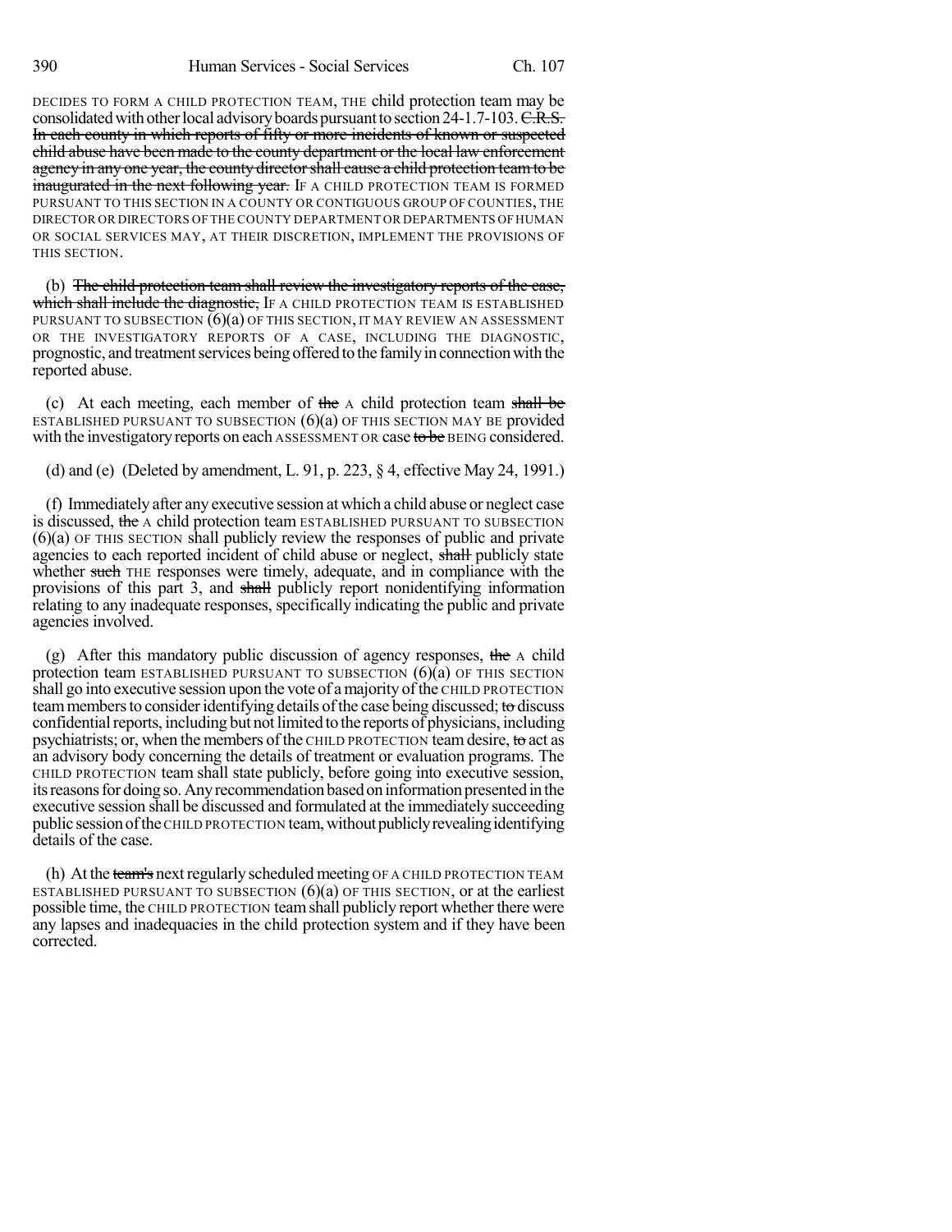DECIDES TO FORM A CHILD PROTECTION TEAM, THE child protection team may be consolidated with other local advisory boards pursuant to section 24-1.7-103. ~~C.R.S.~~ ~~In each county in which reports of fifty or more incidents of known or suspected child abuse have been made to the county department or the local law enforcement agency in any one year, the county director shall cause a child protection team to be inaugurated in the next following year.~~ IF A CHILD PROTECTION TEAM IS FORMED PURSUANT TO THIS SECTION IN A COUNTY OR CONTIGUOUS GROUP OF COUNTIES, THE DIRECTOR OR DIRECTORS OF THE COUNTY DEPARTMENT OR DEPARTMENTS OF HUMAN OR SOCIAL SERVICES MAY, AT THEIR DISCRETION, IMPLEMENT THE PROVISIONS OF THIS SECTION.

(b) ~~The child protection team shall review the investigatory reports of the case, which shall include the diagnostic,~~ IF A CHILD PROTECTION TEAM IS ESTABLISHED PURSUANT TO SUBSECTION (6)(a) OF THIS SECTION, IT MAY REVIEW AN ASSESSMENT OR THE INVESTIGATORY REPORTS OF A CASE, INCLUDING THE DIAGNOSTIC, prognostic, and treatment services being offered to the family in connection with the reported abuse.

(c) At each meeting, each member of ~~the~~ A child protection team ~~shall be~~ ESTABLISHED PURSUANT TO SUBSECTION (6)(a) OF THIS SECTION MAY BE provided with the investigatory reports on each ASSESSMENT OR case ~~to be~~ BEING considered.

(d) and (e) (Deleted by amendment, L. 91, p. 223, § 4, effective May 24, 1991.)

(f) Immediately after any executive session at which a child abuse or neglect case is discussed, ~~the~~ A child protection team ESTABLISHED PURSUANT TO SUBSECTION (6)(a) OF THIS SECTION shall publicly review the responses of public and private agencies to each reported incident of child abuse or neglect, ~~shall~~ publicly state whether ~~such~~ THE responses were timely, adequate, and in compliance with the provisions of this part 3, and ~~shall~~ publicly report nonidentifying information relating to any inadequate responses, specifically indicating the public and private agencies involved.

(g) After this mandatory public discussion of agency responses, ~~the~~ A child protection team ESTABLISHED PURSUANT TO SUBSECTION (6)(a) OF THIS SECTION shall go into executive session upon the vote of a majority of the CHILD PROTECTION team members to consider identifying details of the case being discussed; ~~to~~ discuss confidential reports, including but not limited to the reports of physicians, including psychiatrists; or, when the members of the CHILD PROTECTION team desire, ~~to~~ act as an advisory body concerning the details of treatment or evaluation programs. The CHILD PROTECTION team shall state publicly, before going into executive session, its reasons for doing so. Any recommendation based on information presented in the executive session shall be discussed and formulated at the immediately succeeding public session of the CHILD PROTECTION team, without publicly revealing identifying details of the case.

(h) At the ~~team's~~ next regularly scheduled meeting OF A CHILD PROTECTION TEAM ESTABLISHED PURSUANT TO SUBSECTION (6)(a) OF THIS SECTION, or at the earliest possible time, the CHILD PROTECTION team shall publicly report whether there were any lapses and inadequacies in the child protection system and if they have been corrected.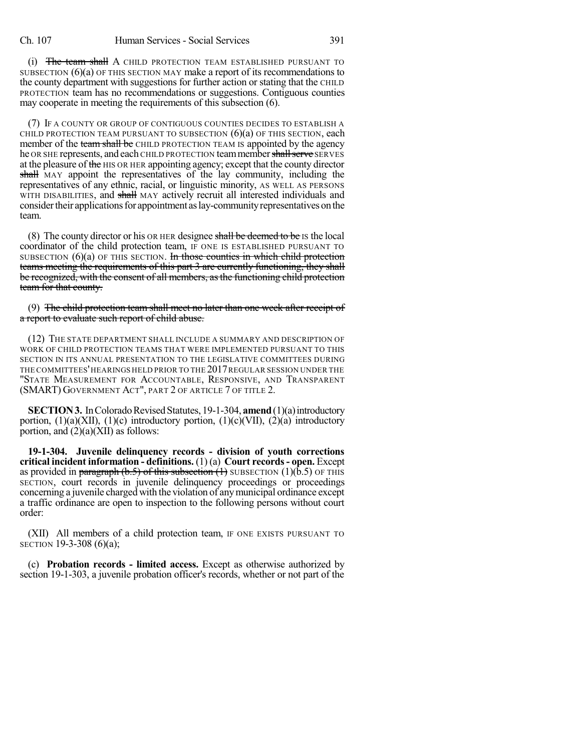(i) ~~The team shall~~ A CHILD PROTECTION TEAM ESTABLISHED PURSUANT TO SUBSECTION (6)(a) OF THIS SECTION MAY make a report of its recommendations to the county department with suggestions for further action or stating that the CHILD PROTECTION team has no recommendations or suggestions. Contiguous counties may cooperate in meeting the requirements of this subsection (6).

(7) IF A COUNTY OR GROUP OF CONTIGUOUS COUNTIES DECIDES TO ESTABLISH A CHILD PROTECTION TEAM PURSUANT TO SUBSECTION (6)(a) OF THIS SECTION, each member of the ~~team shall be~~ CHILD PROTECTION TEAM IS appointed by the agency he OR SHE represents, and each CHILD PROTECTION team member ~~shall serve~~ SERVES at the pleasure of ~~the~~ HIS OR HER appointing agency; except that the county director ~~shall~~ MAY appoint the representatives of the lay community, including the representatives of any ethnic, racial, or linguistic minority, AS WELL AS PERSONS WITH DISABILITIES, and ~~shall~~ MAY actively recruit all interested individuals and consider their applications for appointment as lay-community representatives on the team.

(8) The county director or his OR HER designee ~~shall be deemed to be~~ IS the local coordinator of the child protection team, IF ONE IS ESTABLISHED PURSUANT TO SUBSECTION (6)(a) OF THIS SECTION. ~~In those counties in which child protection teams meeting the requirements of this part 3 are currently functioning, they shall be recognized, with the consent of all members, as the functioning child protection team for that county.~~

(9) ~~The child protection team shall meet no later than one week after receipt of a report to evaluate such report of child abuse.~~

(12) THE STATE DEPARTMENT SHALL INCLUDE A SUMMARY AND DESCRIPTION OF WORK OF CHILD PROTECTION TEAMS THAT WERE IMPLEMENTED PURSUANT TO THIS SECTION IN ITS ANNUAL PRESENTATION TO THE LEGISLATIVE COMMITTEES DURING THE COMMITTEES' HEARINGS HELD PRIOR TO THE 2017 REGULAR SESSION UNDER THE "STATE MEASUREMENT FOR ACCOUNTABLE, RESPONSIVE, AND TRANSPARENT (SMART) GOVERNMENT ACT", PART 2 OF ARTICLE 7 OF TITLE 2.

**SECTION 3.** In Colorado Revised Statutes, 19-1-304, **amend** (1)(a) introductory portion, (1)(a)(XII), (1)(c) introductory portion, (1)(c)(VII), (2)(a) introductory portion, and (2)(a)(XII) as follows:

**19-1-304. Juvenile delinquency records - division of youth corrections critical incident information - definitions.** (1) (a) **Court records - open.** Except as provided in ~~paragraph (b.5) of this subsection (1)~~ SUBSECTION (1)(b.5) OF THIS SECTION, court records in juvenile delinquency proceedings or proceedings concerning a juvenile charged with the violation of any municipal ordinance except a traffic ordinance are open to inspection to the following persons without court order:

(XII) All members of a child protection team, IF ONE EXISTS PURSUANT TO SECTION 19-3-308 (6)(a);

(c) **Probation records - limited access.** Except as otherwise authorized by section 19-1-303, a juvenile probation officer's records, whether or not part of the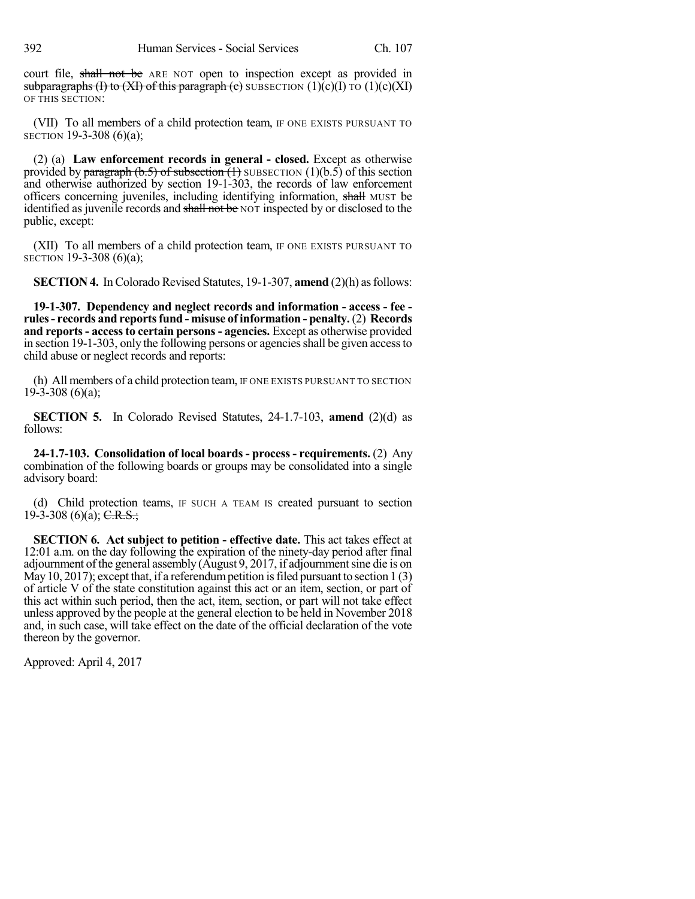court file, ~~shall not be~~ ARE NOT open to inspection except as provided in ~~subparagraphs (I) to (XI) of this paragraph (c)~~ SUBSECTION (1)(c)(I) TO (1)(c)(XI) OF THIS SECTION:

(VII) To all members of a child protection team, IF ONE EXISTS PURSUANT TO SECTION 19-3-308 (6)(a);

(2) (a) **Law enforcement records in general - closed.** Except as otherwise provided by ~~paragraph (b.5) of subsection (1)~~ SUBSECTION (1)(b.5) of this section and otherwise authorized by section 19-1-303, the records of law enforcement officers concerning juveniles, including identifying information, ~~shall~~ MUST be identified as juvenile records and ~~shall not be~~ NOT inspected by or disclosed to the public, except:

(XII) To all members of a child protection team, IF ONE EXISTS PURSUANT TO SECTION 19-3-308 (6)(a);

**SECTION 4.** In Colorado Revised Statutes, 19-1-307, **amend** (2)(h) as follows:

**19-1-307. Dependency and neglect records and information - access - fee - rules - records and reports fund - misuse of information - penalty.** (2) **Records and reports - access to certain persons - agencies.** Except as otherwise provided in section 19-1-303, only the following persons or agencies shall be given access to child abuse or neglect records and reports:

(h) All members of a child protection team, IF ONE EXISTS PURSUANT TO SECTION 19-3-308 (6)(a);

**SECTION 5.** In Colorado Revised Statutes, 24-1.7-103, **amend** (2)(d) as follows:

**24-1.7-103. Consolidation of local boards - process - requirements.** (2) Any combination of the following boards or groups may be consolidated into a single advisory board:

(d) Child protection teams, IF SUCH A TEAM IS created pursuant to section 19-3-308 (6)(a); ~~C.R.S.;~~

**SECTION 6. Act subject to petition - effective date.** This act takes effect at 12:01 a.m. on the day following the expiration of the ninety-day period after final adjournment of the general assembly (August 9, 2017, if adjournment sine die is on May 10, 2017); except that, if a referendum petition is filed pursuant to section 1 (3) of article V of the state constitution against this act or an item, section, or part of this act within such period, then the act, item, section, or part will not take effect unless approved by the people at the general election to be held in November 2018 and, in such case, will take effect on the date of the official declaration of the vote thereon by the governor.

Approved: April 4, 2017